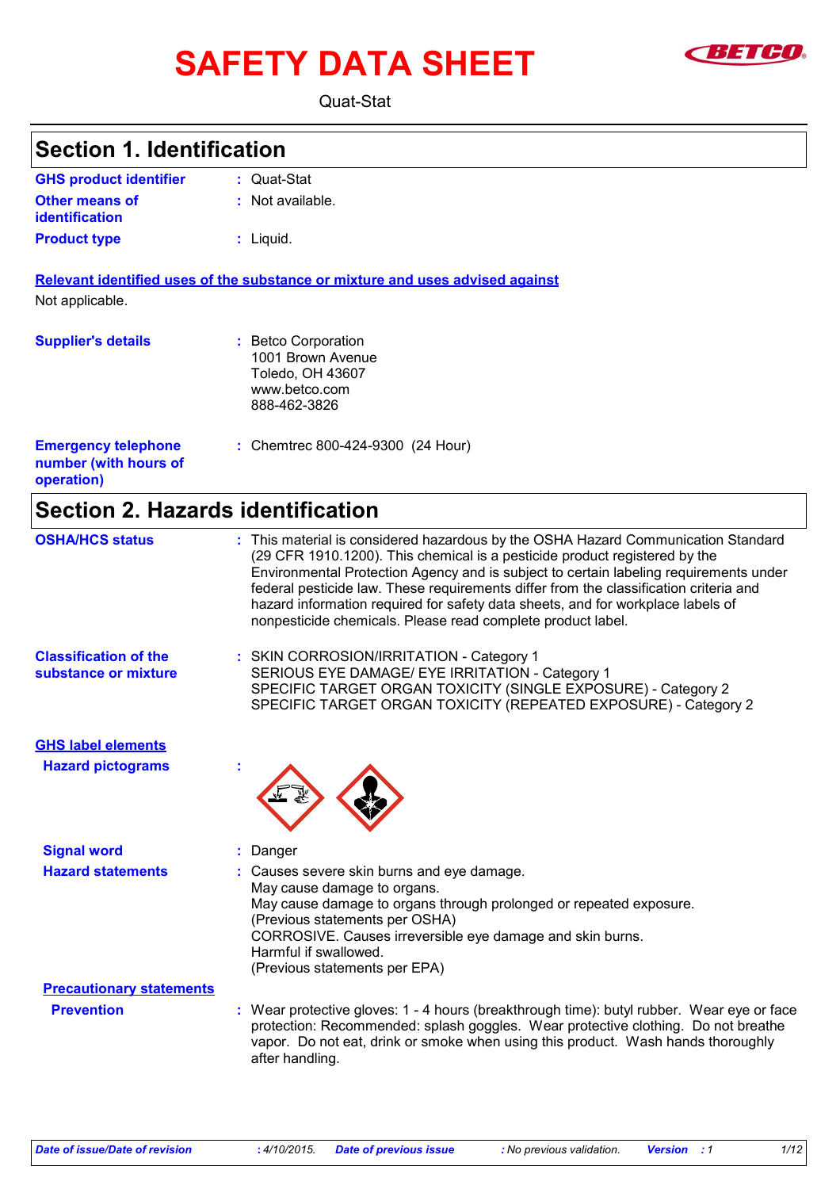# SAFETY DATA SHEET

Quat-Stat

## Section 1. Identification

**GHS product identifier** : Quat-Stat

**Other means of identification** : Not available.

**Product type** : Liquid.

**Relevant identified uses of the substance or mixture and uses advised against**

Not applicable.

**Supplier's details** : Betco Corporation
1001 Brown Avenue
Toledo, OH 43607
www.betco.com
888-462-3826

**Emergency telephone number (with hours of operation)** : Chemtrec 800-424-9300 (24 Hour)

## Section 2. Hazards identification

**OSHA/HCS status** : This material is considered hazardous by the OSHA Hazard Communication Standard (29 CFR 1910.1200). This chemical is a pesticide product registered by the Environmental Protection Agency and is subject to certain labeling requirements under federal pesticide law. These requirements differ from the classification criteria and hazard information required for safety data sheets, and for workplace labels of nonpesticide chemicals. Please read complete product label.

**Classification of the substance or mixture** : SKIN CORROSION/IRRITATION - Category 1
SERIOUS EYE DAMAGE/ EYE IRRITATION - Category 1
SPECIFIC TARGET ORGAN TOXICITY (SINGLE EXPOSURE) - Category 2
SPECIFIC TARGET ORGAN TOXICITY (REPEATED EXPOSURE) - Category 2

**GHS label elements**

**Hazard pictograms** :

**Signal word** : Danger

**Hazard statements** : Causes severe skin burns and eye damage.
May cause damage to organs.
May cause damage to organs through prolonged or repeated exposure.
(Previous statements per OSHA)
CORROSIVE. Causes irreversible eye damage and skin burns.
Harmful if swallowed.
(Previous statements per EPA)

**Precautionary statements**

**Prevention** : Wear protective gloves: 1 - 4 hours (breakthrough time): butyl rubber. Wear eye or face protection: Recommended: splash goggles. Wear protective clothing. Do not breathe vapor. Do not eat, drink or smoke when using this product. Wash hands thoroughly after handling.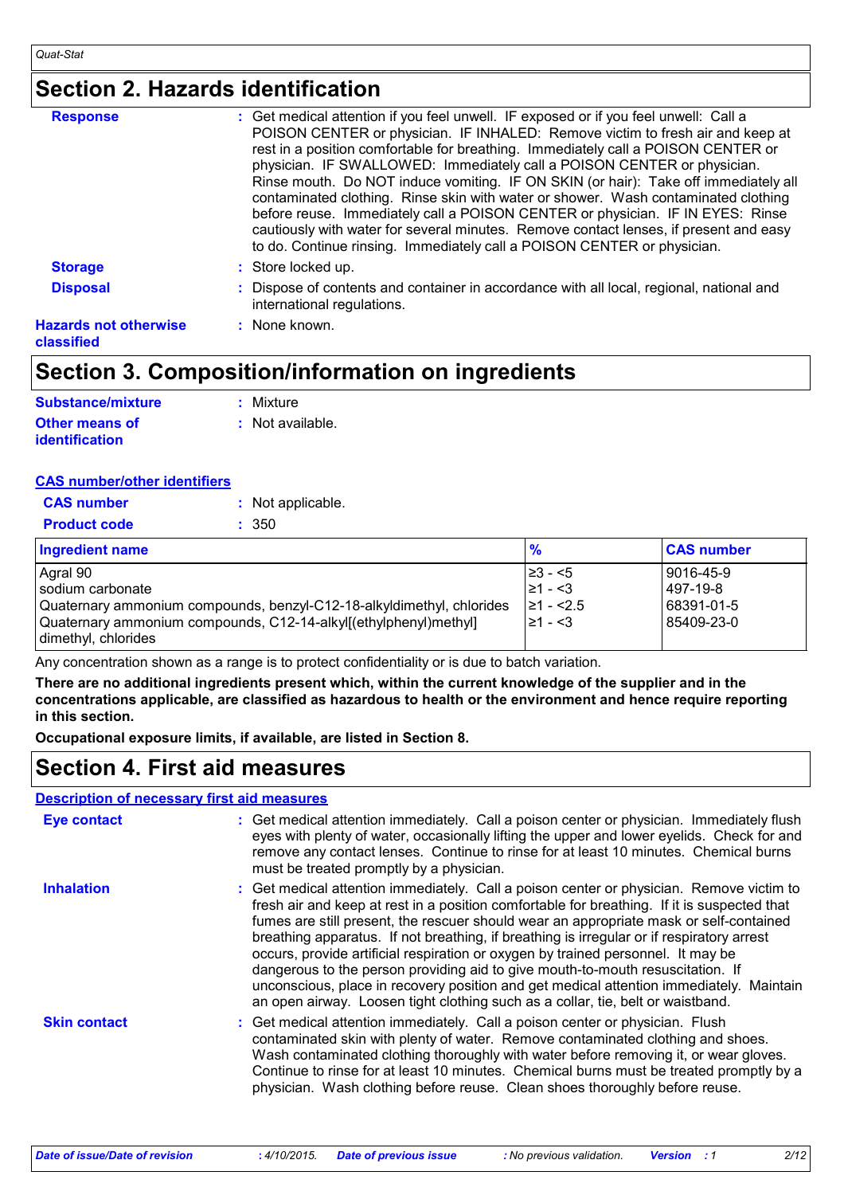## Section 2. Hazards identification

**Response** : Get medical attention if you feel unwell. IF exposed or if you feel unwell: Call a POISON CENTER or physician. IF INHALED: Remove victim to fresh air and keep at rest in a position comfortable for breathing. Immediately call a POISON CENTER or physician. IF SWALLOWED: Immediately call a POISON CENTER or physician. Rinse mouth. Do NOT induce vomiting. IF ON SKIN (or hair): Take off immediately all contaminated clothing. Rinse skin with water or shower. Wash contaminated clothing before reuse. Immediately call a POISON CENTER or physician. IF IN EYES: Rinse cautiously with water for several minutes. Remove contact lenses, if present and easy to do. Continue rinsing. Immediately call a POISON CENTER or physician.

**Storage** : Store locked up.

**Disposal** : Dispose of contents and container in accordance with all local, regional, national and international regulations.

**Hazards not otherwise classified** : None known.

## Section 3. Composition/information on ingredients

**Substance/mixture** : Mixture

**Other means of identification** : Not available.

**CAS number/other identifiers**

**CAS number** : Not applicable.

**Product code** : 350

| Ingredient name | % | CAS number |
|---|---|---|
| Agral 90 | ≥3 - <5 | 9016-45-9 |
| sodium carbonate | ≥1 - <3 | 497-19-8 |
| Quaternary ammonium compounds, benzyl-C12-18-alkyldimethyl, chlorides | ≥1 - <2.5 | 68391-01-5 |
| Quaternary ammonium compounds, C12-14-alkyl[(ethylphenyl)methyl] dimethyl, chlorides | ≥1 - <3 | 85409-23-0 |

Any concentration shown as a range is to protect confidentiality or is due to batch variation.

**There are no additional ingredients present which, within the current knowledge of the supplier and in the concentrations applicable, are classified as hazardous to health or the environment and hence require reporting in this section.**

**Occupational exposure limits, if available, are listed in Section 8.**

## Section 4. First aid measures

**Description of necessary first aid measures**

**Eye contact** : Get medical attention immediately. Call a poison center or physician. Immediately flush eyes with plenty of water, occasionally lifting the upper and lower eyelids. Check for and remove any contact lenses. Continue to rinse for at least 10 minutes. Chemical burns must be treated promptly by a physician.

**Inhalation** : Get medical attention immediately. Call a poison center or physician. Remove victim to fresh air and keep at rest in a position comfortable for breathing. If it is suspected that fumes are still present, the rescuer should wear an appropriate mask or self-contained breathing apparatus. If not breathing, if breathing is irregular or if respiratory arrest occurs, provide artificial respiration or oxygen by trained personnel. It may be dangerous to the person providing aid to give mouth-to-mouth resuscitation. If unconscious, place in recovery position and get medical attention immediately. Maintain an open airway. Loosen tight clothing such as a collar, tie, belt or waistband.

**Skin contact** : Get medical attention immediately. Call a poison center or physician. Flush contaminated skin with plenty of water. Remove contaminated clothing and shoes. Wash contaminated clothing thoroughly with water before removing it, or wear gloves. Continue to rinse for at least 10 minutes. Chemical burns must be treated promptly by a physician. Wash clothing before reuse. Clean shoes thoroughly before reuse.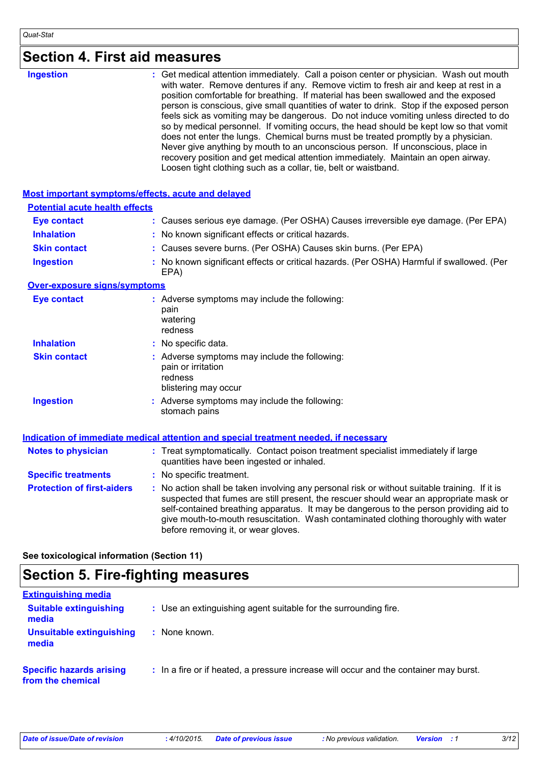## Section 4. First aid measures

**Ingestion** : Get medical attention immediately. Call a poison center or physician. Wash out mouth with water. Remove dentures if any. Remove victim to fresh air and keep at rest in a position comfortable for breathing. If material has been swallowed and the exposed person is conscious, give small quantities of water to drink. Stop if the exposed person feels sick as vomiting may be dangerous. Do not induce vomiting unless directed to do so by medical personnel. If vomiting occurs, the head should be kept low so that vomit does not enter the lungs. Chemical burns must be treated promptly by a physician. Never give anything by mouth to an unconscious person. If unconscious, place in recovery position and get medical attention immediately. Maintain an open airway. Loosen tight clothing such as a collar, tie, belt or waistband.

### Most important symptoms/effects, acute and delayed

#### Potential acute health effects

**Eye contact** : Causes serious eye damage. (Per OSHA) Causes irreversible eye damage. (Per EPA)

**Inhalation** : No known significant effects or critical hazards.

**Skin contact** : Causes severe burns. (Per OSHA) Causes skin burns. (Per EPA)

**Ingestion** : No known significant effects or critical hazards. (Per OSHA) Harmful if swallowed. (Per EPA)

#### Over-exposure signs/symptoms

**Eye contact** : Adverse symptoms may include the following:
pain
watering
redness

**Inhalation** : No specific data.

**Skin contact** : Adverse symptoms may include the following:
pain or irritation
redness
blistering may occur

**Ingestion** : Adverse symptoms may include the following:
stomach pains

### Indication of immediate medical attention and special treatment needed, if necessary

**Notes to physician** : Treat symptomatically. Contact poison treatment specialist immediately if large quantities have been ingested or inhaled.

**Specific treatments** : No specific treatment.

**Protection of first-aiders** : No action shall be taken involving any personal risk or without suitable training. If it is suspected that fumes are still present, the rescuer should wear an appropriate mask or self-contained breathing apparatus. It may be dangerous to the person providing aid to give mouth-to-mouth resuscitation. Wash contaminated clothing thoroughly with water before removing it, or wear gloves.

**See toxicological information (Section 11)**

## Section 5. Fire-fighting measures

### Extinguishing media

**Suitable extinguishing media** : Use an extinguishing agent suitable for the surrounding fire.

**Unsuitable extinguishing media** : None known.

**Specific hazards arising from the chemical** : In a fire or if heated, a pressure increase will occur and the container may burst.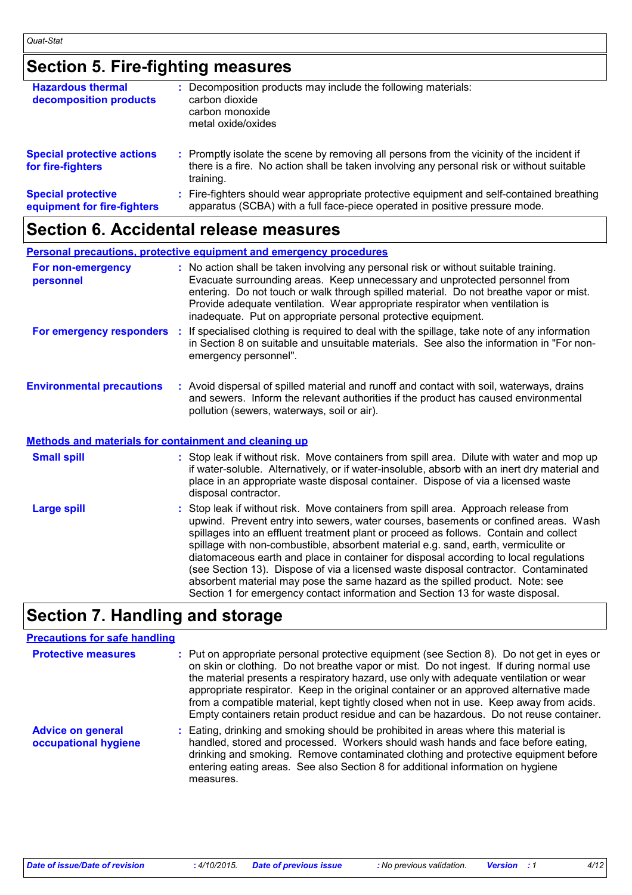## Section 5. Fire-fighting measures

**Hazardous thermal decomposition products** : Decomposition products may include the following materials:
carbon dioxide
carbon monoxide
metal oxide/oxides

**Special protective actions for fire-fighters** : Promptly isolate the scene by removing all persons from the vicinity of the incident if there is a fire. No action shall be taken involving any personal risk or without suitable training.

**Special protective equipment for fire-fighters** : Fire-fighters should wear appropriate protective equipment and self-contained breathing apparatus (SCBA) with a full face-piece operated in positive pressure mode.

## Section 6. Accidental release measures

### Personal precautions, protective equipment and emergency procedures

**For non-emergency personnel** : No action shall be taken involving any personal risk or without suitable training. Evacuate surrounding areas. Keep unnecessary and unprotected personnel from entering. Do not touch or walk through spilled material. Do not breathe vapor or mist. Provide adequate ventilation. Wear appropriate respirator when ventilation is inadequate. Put on appropriate personal protective equipment.

**For emergency responders** : If specialised clothing is required to deal with the spillage, take note of any information in Section 8 on suitable and unsuitable materials. See also the information in "For non-emergency personnel".

**Environmental precautions** : Avoid dispersal of spilled material and runoff and contact with soil, waterways, drains and sewers. Inform the relevant authorities if the product has caused environmental pollution (sewers, waterways, soil or air).

### Methods and materials for containment and cleaning up

**Small spill** : Stop leak if without risk. Move containers from spill area. Dilute with water and mop up if water-soluble. Alternatively, or if water-insoluble, absorb with an inert dry material and place in an appropriate waste disposal container. Dispose of via a licensed waste disposal contractor.

**Large spill** : Stop leak if without risk. Move containers from spill area. Approach release from upwind. Prevent entry into sewers, water courses, basements or confined areas. Wash spillages into an effluent treatment plant or proceed as follows. Contain and collect spillage with non-combustible, absorbent material e.g. sand, earth, vermiculite or diatomaceous earth and place in container for disposal according to local regulations (see Section 13). Dispose of via a licensed waste disposal contractor. Contaminated absorbent material may pose the same hazard as the spilled product. Note: see Section 1 for emergency contact information and Section 13 for waste disposal.

## Section 7. Handling and storage

### Precautions for safe handling

**Protective measures** : Put on appropriate personal protective equipment (see Section 8). Do not get in eyes or on skin or clothing. Do not breathe vapor or mist. Do not ingest. If during normal use the material presents a respiratory hazard, use only with adequate ventilation or wear appropriate respirator. Keep in the original container or an approved alternative made from a compatible material, kept tightly closed when not in use. Keep away from acids. Empty containers retain product residue and can be hazardous. Do not reuse container.

**Advice on general occupational hygiene** : Eating, drinking and smoking should be prohibited in areas where this material is handled, stored and processed. Workers should wash hands and face before eating, drinking and smoking. Remove contaminated clothing and protective equipment before entering eating areas. See also Section 8 for additional information on hygiene measures.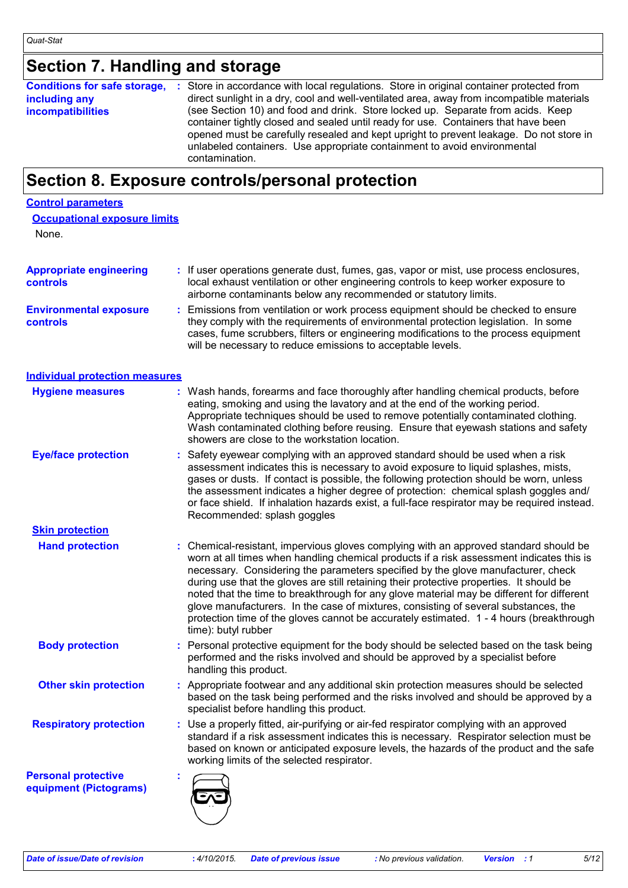# Section 7. Handling and storage

**Conditions for safe storage, including any incompatibilities** : Store in accordance with local regulations. Store in original container protected from direct sunlight in a dry, cool and well-ventilated area, away from incompatible materials (see Section 10) and food and drink. Store locked up. Separate from acids. Keep container tightly closed and sealed until ready for use. Containers that have been opened must be carefully resealed and kept upright to prevent leakage. Do not store in unlabeled containers. Use appropriate containment to avoid environmental contamination.

# Section 8. Exposure controls/personal protection

## Control parameters

### Occupational exposure limits

None.

**Appropriate engineering controls** : If user operations generate dust, fumes, gas, vapor or mist, use process enclosures, local exhaust ventilation or other engineering controls to keep worker exposure to airborne contaminants below any recommended or statutory limits.

**Environmental exposure controls** : Emissions from ventilation or work process equipment should be checked to ensure they comply with the requirements of environmental protection legislation. In some cases, fume scrubbers, filters or engineering modifications to the process equipment will be necessary to reduce emissions to acceptable levels.

## Individual protection measures

**Hygiene measures** : Wash hands, forearms and face thoroughly after handling chemical products, before eating, smoking and using the lavatory and at the end of the working period. Appropriate techniques should be used to remove potentially contaminated clothing. Wash contaminated clothing before reusing. Ensure that eyewash stations and safety showers are close to the workstation location.

**Eye/face protection** : Safety eyewear complying with an approved standard should be used when a risk assessment indicates this is necessary to avoid exposure to liquid splashes, mists, gases or dusts. If contact is possible, the following protection should be worn, unless the assessment indicates a higher degree of protection: chemical splash goggles and/ or face shield. If inhalation hazards exist, a full-face respirator may be required instead. Recommended: splash goggles

### Skin protection

**Hand protection** : Chemical-resistant, impervious gloves complying with an approved standard should be worn at all times when handling chemical products if a risk assessment indicates this is necessary. Considering the parameters specified by the glove manufacturer, check during use that the gloves are still retaining their protective properties. It should be noted that the time to breakthrough for any glove material may be different for different glove manufacturers. In the case of mixtures, consisting of several substances, the protection time of the gloves cannot be accurately estimated. 1 - 4 hours (breakthrough time): butyl rubber

**Body protection** : Personal protective equipment for the body should be selected based on the task being performed and the risks involved and should be approved by a specialist before handling this product.

**Other skin protection** : Appropriate footwear and any additional skin protection measures should be selected based on the task being performed and the risks involved and should be approved by a specialist before handling this product.

**Respiratory protection** : Use a properly fitted, air-purifying or air-fed respirator complying with an approved standard if a risk assessment indicates this is necessary. Respirator selection must be based on known or anticipated exposure levels, the hazards of the product and the safe working limits of the selected respirator.

**Personal protective equipment (Pictograms)** :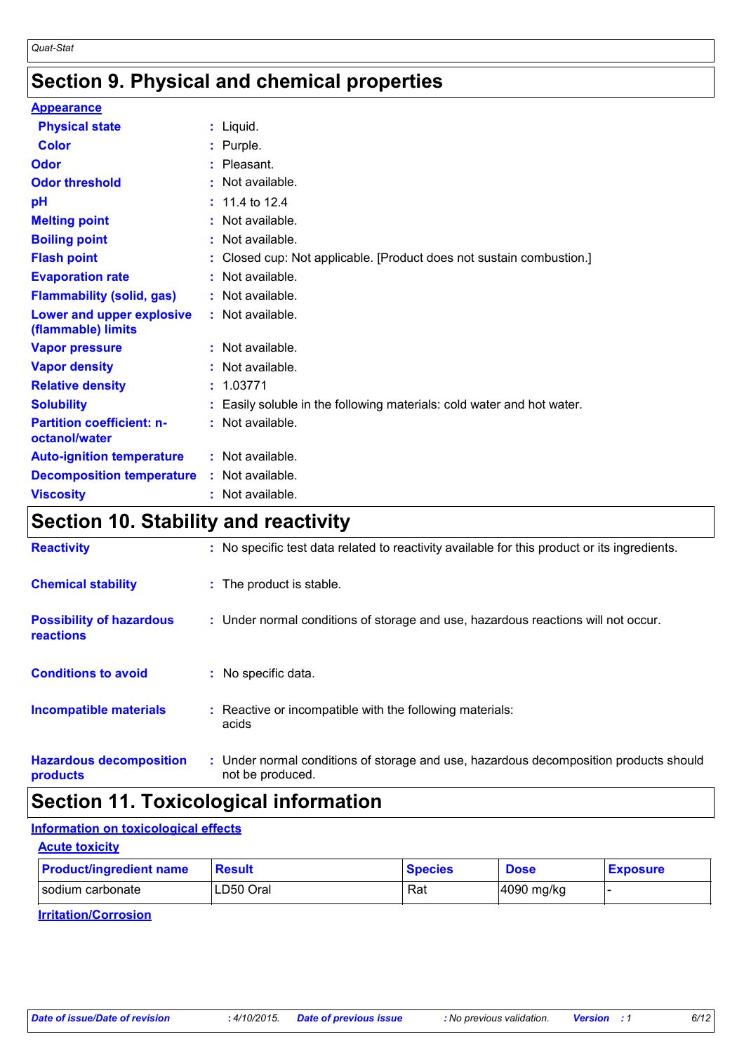## Section 9. Physical and chemical properties

**Appearance**

| | |
|---|---|
| **Physical state** | : Liquid. |
| **Color** | : Purple. |
| **Odor** | : Pleasant. |
| **Odor threshold** | : Not available. |
| **pH** | : 11.4 to 12.4 |
| **Melting point** | : Not available. |
| **Boiling point** | : Not available. |
| **Flash point** | : Closed cup: Not applicable. [Product does not sustain combustion.] |
| **Evaporation rate** | : Not available. |
| **Flammability (solid, gas)** | : Not available. |
| **Lower and upper explosive (flammable) limits** | : Not available. |
| **Vapor pressure** | : Not available. |
| **Vapor density** | : Not available. |
| **Relative density** | : 1.03771 |
| **Solubility** | : Easily soluble in the following materials: cold water and hot water. |
| **Partition coefficient: n-octanol/water** | : Not available. |
| **Auto-ignition temperature** | : Not available. |
| **Decomposition temperature** | : Not available. |
| **Viscosity** | : Not available. |

## Section 10. Stability and reactivity

| | |
|---|---|
| **Reactivity** | : No specific test data related to reactivity available for this product or its ingredients. |
| **Chemical stability** | : The product is stable. |
| **Possibility of hazardous reactions** | : Under normal conditions of storage and use, hazardous reactions will not occur. |
| **Conditions to avoid** | : No specific data. |
| **Incompatible materials** | : Reactive or incompatible with the following materials: acids |
| **Hazardous decomposition products** | : Under normal conditions of storage and use, hazardous decomposition products should not be produced. |

## Section 11. Toxicological information

**Information on toxicological effects**

**Acute toxicity**

| Product/ingredient name | Result | Species | Dose | Exposure |
|---|---|---|---|---|
| sodium carbonate | LD50 Oral | Rat | 4090 mg/kg | - |

**Irritation/Corrosion**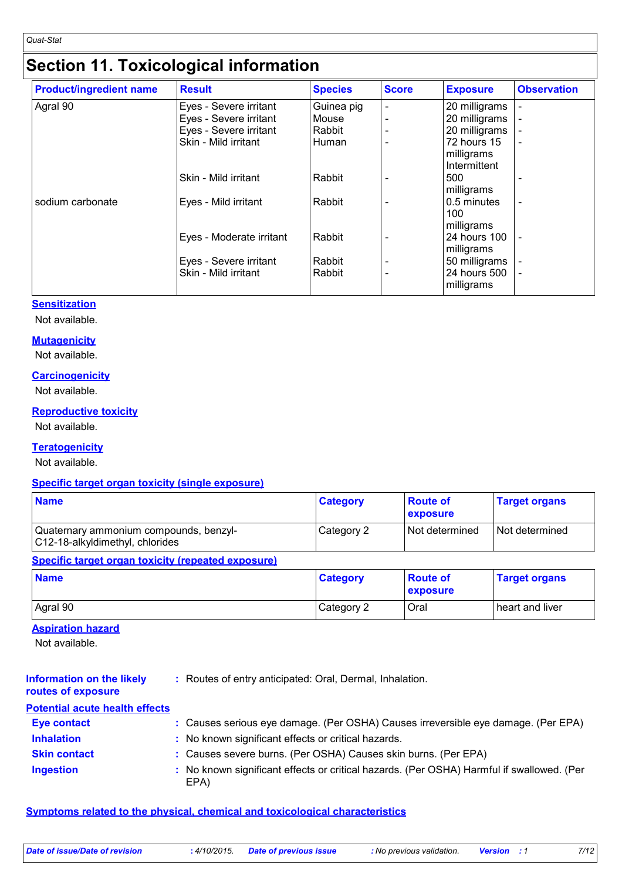## Section 11. Toxicological information

| Product/ingredient name | Result | Species | Score | Exposure | Observation |
|---|---|---|---|---|---|
| Agral 90 | Eyes - Severe irritant | Guinea pig | - | 20 milligrams | - |
| | Eyes - Severe irritant | Mouse | - | 20 milligrams | - |
| | Eyes - Severe irritant | Rabbit | - | 20 milligrams | - |
| | Skin - Mild irritant | Human | - | 72 hours 15 milligrams Intermittent | - |
| | Skin - Mild irritant | Rabbit | - | 500 milligrams | - |
| sodium carbonate | Eyes - Mild irritant | Rabbit | - | 0.5 minutes 100 milligrams | - |
| | Eyes - Moderate irritant | Rabbit | - | 24 hours 100 milligrams | - |
| | Eyes - Severe irritant | Rabbit | - | 50 milligrams | - |
| | Skin - Mild irritant | Rabbit | - | 24 hours 500 milligrams | - |

### Sensitization

Not available.

### Mutagenicity

Not available.

### Carcinogenicity

Not available.

### Reproductive toxicity

Not available.

### Teratogenicity

Not available.

### Specific target organ toxicity (single exposure)

| Name | Category | Route of exposure | Target organs |
|---|---|---|---|
| Quaternary ammonium compounds, benzyl-C12-18-alkyldimethyl, chlorides | Category 2 | Not determined | Not determined |

### Specific target organ toxicity (repeated exposure)

| Name | Category | Route of exposure | Target organs |
|---|---|---|---|
| Agral 90 | Category 2 | Oral | heart and liver |

### Aspiration hazard

Not available.

**Information on the likely routes of exposure** : Routes of entry anticipated: Oral, Dermal, Inhalation.

### Potential acute health effects

**Eye contact** : Causes serious eye damage. (Per OSHA) Causes irreversible eye damage. (Per EPA)

**Inhalation** : No known significant effects or critical hazards.

**Skin contact** : Causes severe burns. (Per OSHA) Causes skin burns. (Per EPA)

**Ingestion** : No known significant effects or critical hazards. (Per OSHA) Harmful if swallowed. (Per EPA)

### Symptoms related to the physical, chemical and toxicological characteristics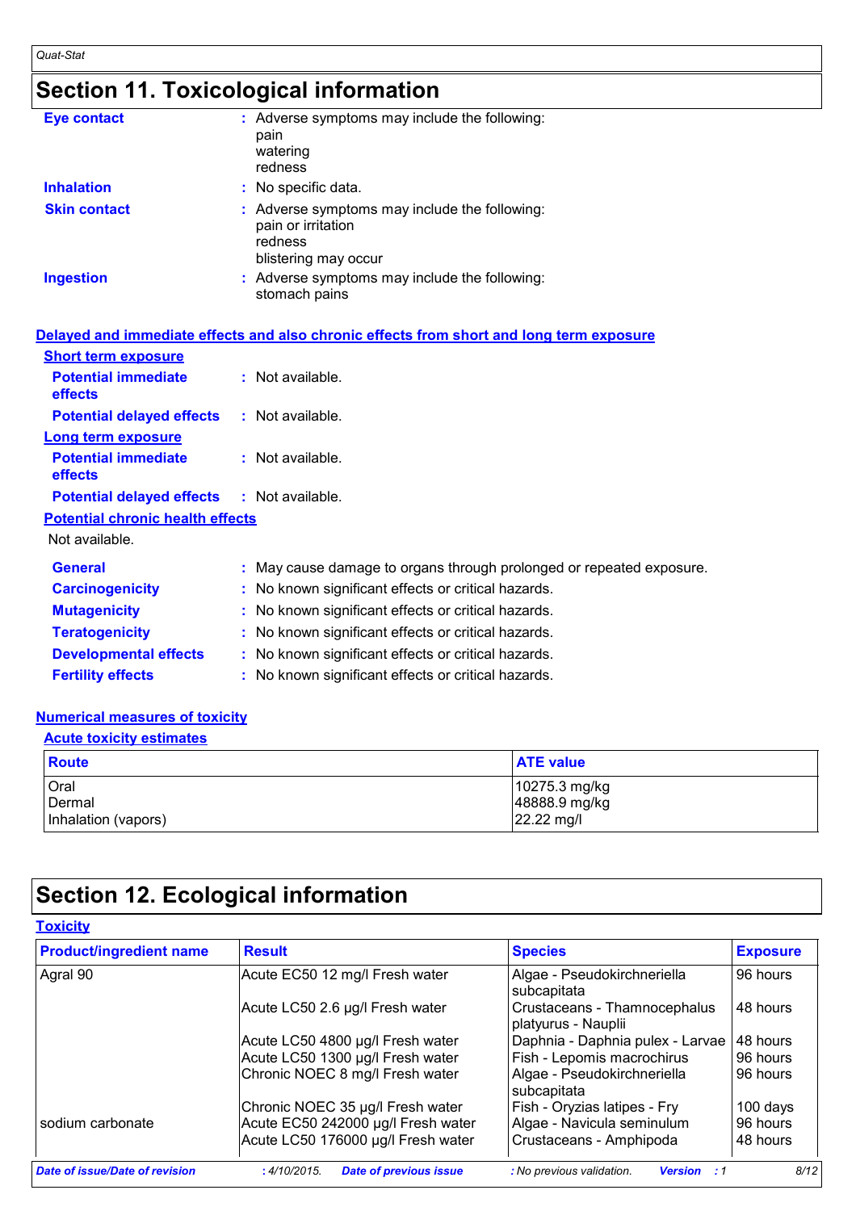# Section 11. Toxicological information

**Eye contact** : Adverse symptoms may include the following:
pain
watering
redness

**Inhalation** : No specific data.

**Skin contact** : Adverse symptoms may include the following:
pain or irritation
redness
blistering may occur

**Ingestion** : Adverse symptoms may include the following:
stomach pains

**Delayed and immediate effects and also chronic effects from short and long term exposure**

**Short term exposure**

**Potential immediate effects** : Not available.

**Potential delayed effects** : Not available.

**Long term exposure**

**Potential immediate effects** : Not available.

**Potential delayed effects** : Not available.

**Potential chronic health effects**

Not available.

**General** : May cause damage to organs through prolonged or repeated exposure.

**Carcinogenicity** : No known significant effects or critical hazards.

**Mutagenicity** : No known significant effects or critical hazards.

**Teratogenicity** : No known significant effects or critical hazards.

**Developmental effects** : No known significant effects or critical hazards.

**Fertility effects** : No known significant effects or critical hazards.

**Numerical measures of toxicity**

**Acute toxicity estimates**

| Route | ATE value |
|---|---|
| Oral | 10275.3 mg/kg |
| Dermal | 48888.9 mg/kg |
| Inhalation (vapors) | 22.22 mg/l |

# Section 12. Ecological information

**Toxicity**

| Product/ingredient name | Result | Species | Exposure |
|---|---|---|---|
| Agral 90 | Acute EC50 12 mg/l Fresh water | Algae - Pseudokirchneriella subcapitata | 96 hours |
| | Acute LC50 2.6 µg/l Fresh water | Crustaceans - Thamnocephalus platyurus - Nauplii | 48 hours |
| | Acute LC50 4800 µg/l Fresh water | Daphnia - Daphnia pulex - Larvae | 48 hours |
| | Acute LC50 1300 µg/l Fresh water | Fish - Lepomis macrochirus | 96 hours |
| | Chronic NOEC 8 mg/l Fresh water | Algae - Pseudokirchneriella subcapitata | 96 hours |
| | Chronic NOEC 35 µg/l Fresh water | Fish - Oryzias latipes - Fry | 100 days |
| sodium carbonate | Acute EC50 242000 µg/l Fresh water | Algae - Navicula seminulum | 96 hours |
| | Acute LC50 176000 µg/l Fresh water | Crustaceans - Amphipoda | 48 hours |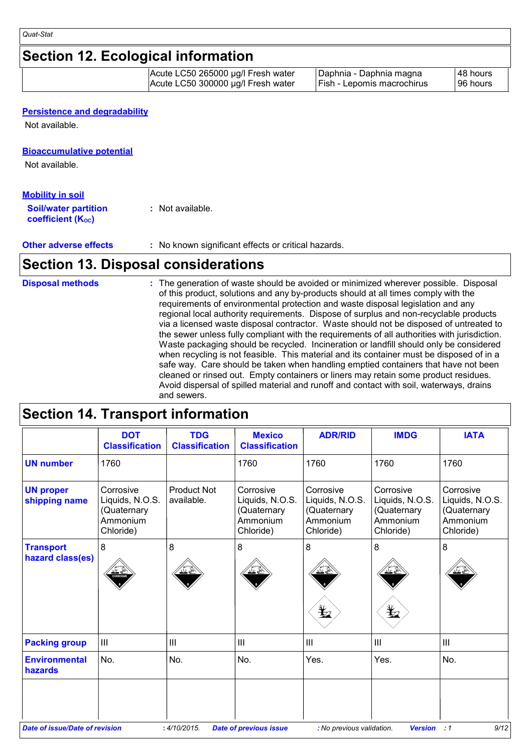## Section 12. Ecological information

| | | | |
|---|---|---|---|
| | Acute LC50 265000 µg/l Fresh water | Daphnia - Daphnia magna | 48 hours |
| | Acute LC50 300000 µg/l Fresh water | Fish - Lepomis macrochirus | 96 hours |

**Persistence and degradability**

Not available.

**Bioaccumulative potential**

Not available.

**Mobility in soil**

**Soil/water partition coefficient ($K_{OC}$)** : Not available.

**Other adverse effects** : No known significant effects or critical hazards.

## Section 13. Disposal considerations

**Disposal methods** : The generation of waste should be avoided or minimized wherever possible. Disposal of this product, solutions and any by-products should at all times comply with the requirements of environmental protection and waste disposal legislation and any regional local authority requirements. Dispose of surplus and non-recyclable products via a licensed waste disposal contractor. Waste should not be disposed of untreated to the sewer unless fully compliant with the requirements of all authorities with jurisdiction. Waste packaging should be recycled. Incineration or landfill should only be considered when recycling is not feasible. This material and its container must be disposed of in a safe way. Care should be taken when handling emptied containers that have not been cleaned or rinsed out. Empty containers or liners may retain some product residues. Avoid dispersal of spilled material and runoff and contact with soil, waterways, drains and sewers.

## Section 14. Transport information

| | DOT Classification | TDG Classification | Mexico Classification | ADR/RID | IMDG | IATA |
|---|---|---|---|---|---|---|
| **UN number** | 1760 | | 1760 | 1760 | 1760 | 1760 |
| **UN proper shipping name** | Corrosive Liquids, N.O.S. (Quaternary Ammonium Chloride) | Product Not available. | Corrosive Liquids, N.O.S. (Quaternary Ammonium Chloride) | Corrosive Liquids, N.O.S. (Quaternary Ammonium Chloride) | Corrosive Liquids, N.O.S. (Quaternary Ammonium Chloride) | Corrosive Liquids, N.O.S. (Quaternary Ammonium Chloride) |
| **Transport hazard class(es)** | 8 | 8 | 8 | 8 | 8 | 8 |
| **Packing group** | III | III | III | III | III | III |
| **Environmental hazards** | No. | No. | No. | Yes. | Yes. | No. |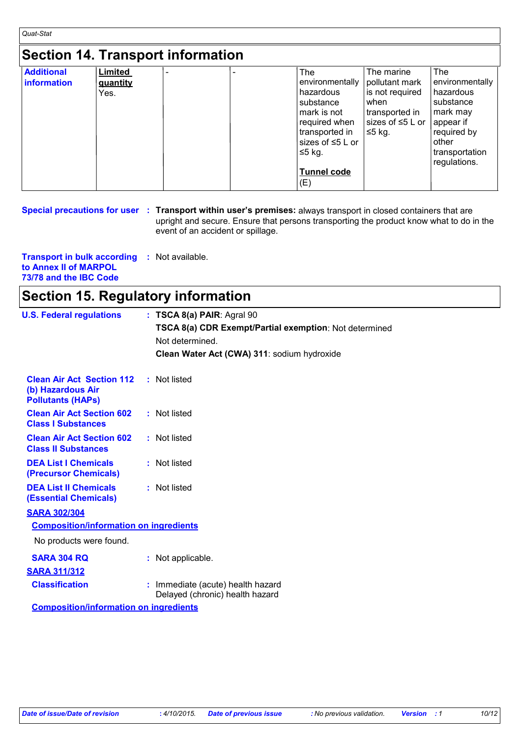## Section 14. Transport information

| Additional information | Limited quantity Yes. | - | - | The environmentally hazardous substance mark is not required when transported in sizes of ≤5 L or ≤5 kg. **Tunnel code** (E) | The marine pollutant mark is not required when transported in sizes of ≤5 L or ≤5 kg. | The environmentally hazardous substance mark may appear if required by other transportation regulations. |
|---|---|---|---|---|---|---|

**Special precautions for user** : **Transport within user's premises:** always transport in closed containers that are upright and secure. Ensure that persons transporting the product know what to do in the event of an accident or spillage.

**Transport in bulk according to Annex II of MARPOL 73/78 and the IBC Code** : Not available.

## Section 15. Regulatory information

**U.S. Federal regulations** : **TSCA 8(a) PAIR**: Agral 90

**TSCA 8(a) CDR Exempt/Partial exemption**: Not determined

Not determined.

**Clean Water Act (CWA) 311**: sodium hydroxide

**Clean Air Act Section 112 (b) Hazardous Air Pollutants (HAPs)** : Not listed

**Clean Air Act Section 602 Class I Substances** : Not listed

**Clean Air Act Section 602 Class II Substances** : Not listed

**DEA List I Chemicals (Precursor Chemicals)** : Not listed

**DEA List II Chemicals (Essential Chemicals)** : Not listed

**SARA 302/304**

**Composition/information on ingredients**

No products were found.

**SARA 304 RQ** : Not applicable.

**SARA 311/312**

**Classification** : Immediate (acute) health hazard
Delayed (chronic) health hazard

**Composition/information on ingredients**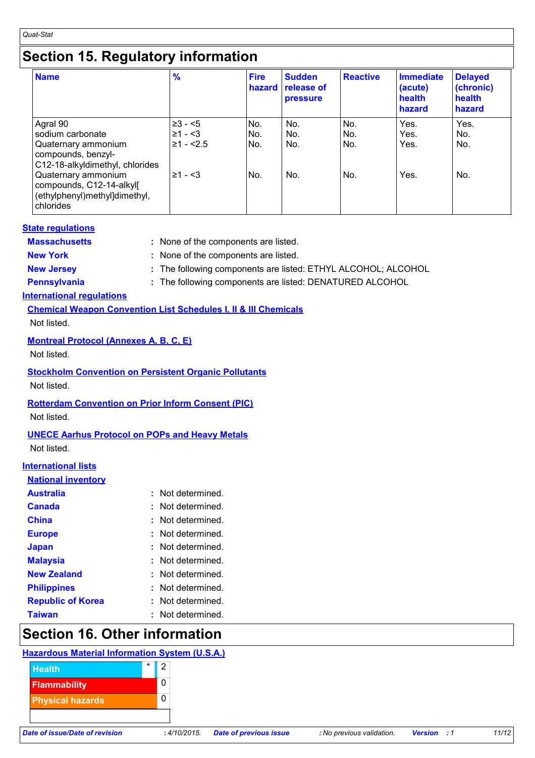## Section 15. Regulatory information

| Name | % | Fire hazard | Sudden release of pressure | Reactive | Immediate (acute) health hazard | Delayed (chronic) health hazard |
|---|---|---|---|---|---|---|
| Agral 90 | ≥3 - <5 | No. | No. | No. | Yes. | Yes. |
| sodium carbonate | ≥1 - <3 | No. | No. | No. | Yes. | No. |
| Quaternary ammonium compounds, benzyl-C12-18-alkyldimethyl, chlorides | ≥1 - <2.5 | No. | No. | No. | Yes. | No. |
| Quaternary ammonium compounds, C12-14-alkyl[(ethylphenyl)methyl]dimethyl, chlorides | ≥1 - <3 | No. | No. | No. | Yes. | No. |

**State regulations**

**Massachusetts** : None of the components are listed.

**New York** : None of the components are listed.

**New Jersey** : The following components are listed: ETHYL ALCOHOL; ALCOHOL

**Pennsylvania** : The following components are listed: DENATURED ALCOHOL

**International regulations**

**Chemical Weapon Convention List Schedules I, II & III Chemicals**

Not listed.

**Montreal Protocol (Annexes A, B, C, E)**

Not listed.

**Stockholm Convention on Persistent Organic Pollutants**

Not listed.

**Rotterdam Convention on Prior Inform Consent (PIC)**

Not listed.

**UNECE Aarhus Protocol on POPs and Heavy Metals**

Not listed.

**International lists**

**National inventory**

**Australia** : Not determined.

**Canada** : Not determined.

**China** : Not determined.

**Europe** : Not determined.

**Japan** : Not determined.

**Malaysia** : Not determined.

**New Zealand** : Not determined.

**Philippines** : Not determined.

**Republic of Korea** : Not determined.

**Taiwan** : Not determined.

## Section 16. Other information

**Hazardous Material Information System (U.S.A.)**

| | | |
|---|---|---|
| Health | * | 2 |
| Flammability | | 0 |
| Physical hazards | | 0 |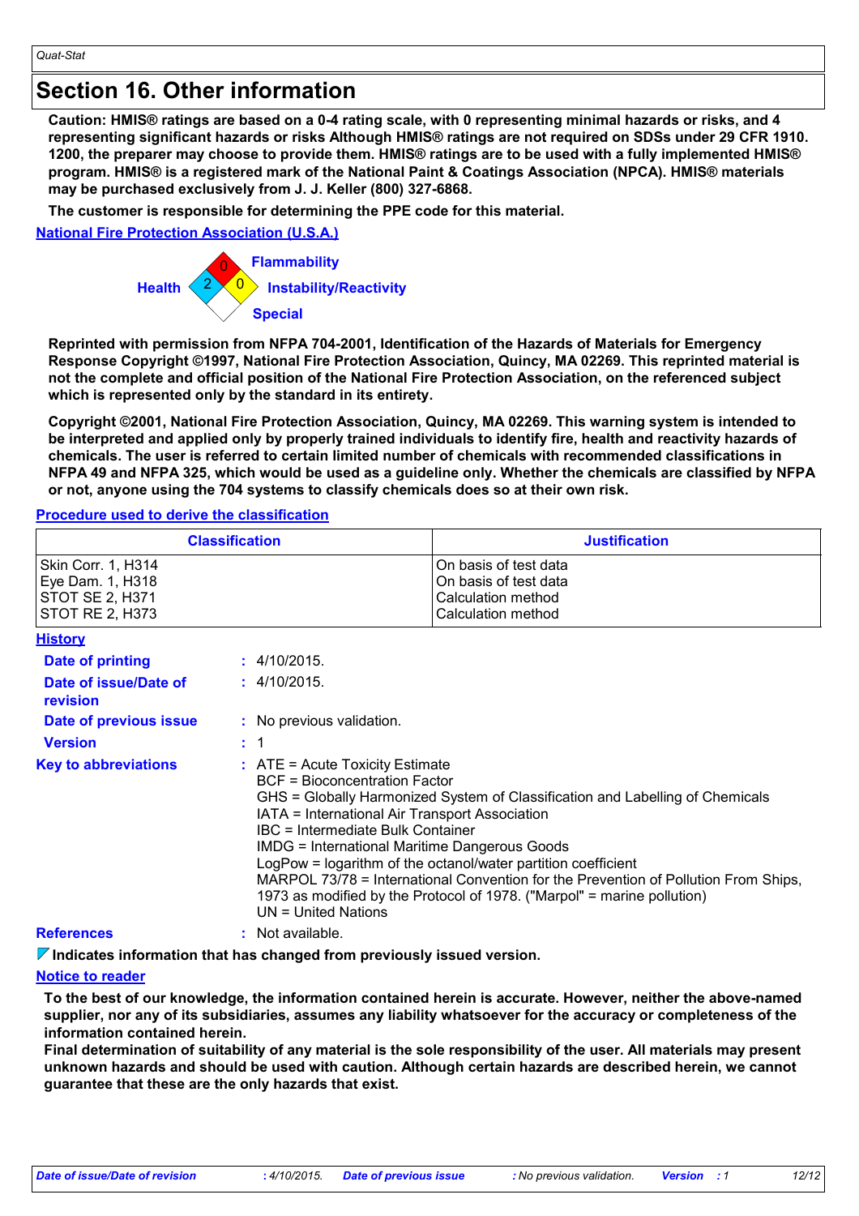# Section 16. Other information

**Caution: HMIS® ratings are based on a 0-4 rating scale, with 0 representing minimal hazards or risks, and 4 representing significant hazards or risks Although HMIS® ratings are not required on SDSs under 29 CFR 1910. 1200, the preparer may choose to provide them. HMIS® ratings are to be used with a fully implemented HMIS® program. HMIS® is a registered mark of the National Paint & Coatings Association (NPCA). HMIS® materials may be purchased exclusively from J. J. Keller (800) 327-6868.**

**The customer is responsible for determining the PPE code for this material.**

**National Fire Protection Association (U.S.A.)**

Flammability: 0
Health: 2
Instability/Reactivity: 0
Special

**Reprinted with permission from NFPA 704-2001, Identification of the Hazards of Materials for Emergency Response Copyright ©1997, National Fire Protection Association, Quincy, MA 02269. This reprinted material is not the complete and official position of the National Fire Protection Association, on the referenced subject which is represented only by the standard in its entirety.**

**Copyright ©2001, National Fire Protection Association, Quincy, MA 02269. This warning system is intended to be interpreted and applied only by properly trained individuals to identify fire, health and reactivity hazards of chemicals. The user is referred to certain limited number of chemicals with recommended classifications in NFPA 49 and NFPA 325, which would be used as a guideline only. Whether the chemicals are classified by NFPA or not, anyone using the 704 systems to classify chemicals does so at their own risk.**

**Procedure used to derive the classification**

| Classification | Justification |
| --- | --- |
| Skin Corr. 1, H314 | On basis of test data |
| Eye Dam. 1, H318 | On basis of test data |
| STOT SE 2, H371 | Calculation method |
| STOT RE 2, H373 | Calculation method |

**History**

**Date of printing** : 4/10/2015.

**Date of issue/Date of revision** : 4/10/2015.

**Date of previous issue** : No previous validation.

**Version** : 1

**Key to abbreviations** :
ATE = Acute Toxicity Estimate
BCF = Bioconcentration Factor
GHS = Globally Harmonized System of Classification and Labelling of Chemicals
IATA = International Air Transport Association
IBC = Intermediate Bulk Container
IMDG = International Maritime Dangerous Goods
LogPow = logarithm of the octanol/water partition coefficient
MARPOL 73/78 = International Convention for the Prevention of Pollution From Ships, 1973 as modified by the Protocol of 1978. ("Marpol" = marine pollution)
UN = United Nations

**References** : Not available.

**Indicates information that has changed from previously issued version.**

**Notice to reader**

**To the best of our knowledge, the information contained herein is accurate. However, neither the above-named supplier, nor any of its subsidiaries, assumes any liability whatsoever for the accuracy or completeness of the information contained herein.**

**Final determination of suitability of any material is the sole responsibility of the user. All materials may present unknown hazards and should be used with caution. Although certain hazards are described herein, we cannot guarantee that these are the only hazards that exist.**